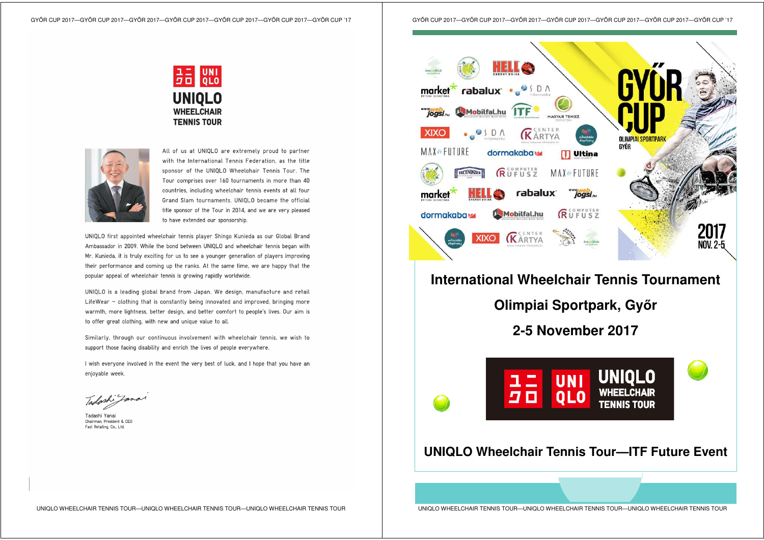# UNIQLO WHEELCHAIR TENNIS TOUR

All of us at UNIQLO are extremely proud to partner with the International Tennis Federation, as the title sponsor of the UNIQLO Wheelchair Tennis Tour. The Tour comprises over 160 tournaments in more than 40 countries, including wheelchair tennis events at all four Grand Slam tournaments. UNIQLO became the official title sponsor of the Tour in 2014, and we are very pleased to have extended our sponsorship.

UNIQLO first appointed wheelchair tennis player Shingo Kunieda as our Global Brand Ambassador in 2009. While the bond between UNIQLO and wheelchair tennis began with Mr. Kunieda, it is truly exciting for us to see a younger generation of players improving their performance and coming up the ranks. At the same time, we are happy that the popular appeal of wheelchair tennis is growing rapidly worldwide.

UNIQLO is a leading global brand from Japan. We design, manufacture and retail LifeWear – clothing that is constantly being innovated and improved, bringing more warmth, more lightness, better design, and better comfort to people's lives. Our aim is to offer great clothing, with new and unique value to all.

Similarly, through our continuous involvement with wheelchair tennis, we wish to support those facing disability and enrich the lives of people everywhere.

I wish everyone involved in the event the very best of luck, and I hope that you have an enjoyable week.

Tadashi Yanai
Chairman, President & CEO
Fast Retailing, Co., Ltd.

# GYŐR CUP

OLIMPIAI SPORTPARK GYŐR

2017 NOV. 2-5

## International Wheelchair Tennis Tournament

## Olimpiai Sportpark, Győr

## 2-5 November 2017

UNIQLO WHEELCHAIR TENNIS TOUR

## UNIQLO Wheelchair Tennis Tour—ITF Future Event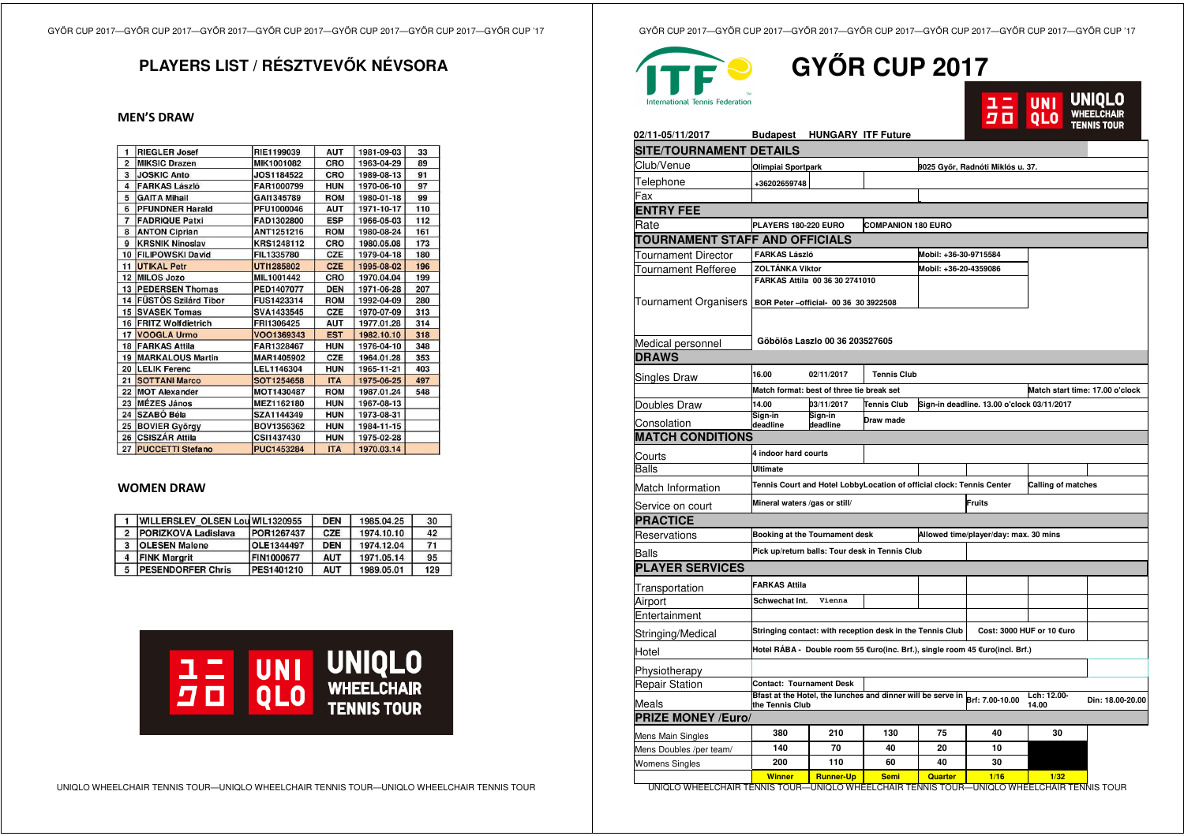## PLAYERS LIST / RÉSZTVEVŐK NÉVSORA

### MEN'S DRAW

| | | | | | |
|---|---|---|---|---|---|
| 1 | RIEGLER Josef | RIE1199039 | AUT | 1981-09-03 | 33 |
| 2 | MIKSIC Drazen | MIK1001082 | CRO | 1963-04-29 | 89 |
| 3 | JOSKIC Anto | JOS1184522 | CRO | 1989-08-13 | 91 |
| 4 | FARKAS László | FAR1000799 | HUN | 1970-06-10 | 97 |
| 5 | GAITA Mihail | GAI1345789 | ROM | 1980-01-18 | 99 |
| 6 | PFUNDNER Harald | PFU1000046 | AUT | 1971-10-17 | 110 |
| 7 | FADRIQUE Patxi | FAD1302800 | ESP | 1966-05-03 | 112 |
| 8 | ANTON Ciprian | ANT1251216 | ROM | 1980-08-24 | 161 |
| 9 | KRSNIK Ninoslav | KRS1248112 | CRO | 1980.05.08 | 173 |
| 10 | FILIPOWSKI David | FIL1335780 | CZE | 1979-04-18 | 180 |
| 11 | UTIKAL Petr | UTI1285802 | CZE | 1995-08-02 | 196 |
| 12 | MILOS Jozo | MIL1001442 | CRO | 1970.04.04 | 199 |
| 13 | PEDERSEN Thomas | PED1407077 | DEN | 1971-06-28 | 207 |
| 14 | FÜSTÖS Szilárd Tibor | FUS1423314 | ROM | 1992-04-09 | 280 |
| 15 | SVASEK Tomas | SVA1433545 | CZE | 1970-07-09 | 313 |
| 16 | FRITZ Wolfdietrich | FRI1306425 | AUT | 1977.01.28 | 314 |
| 17 | VOOGLA Urmo | VOO1369343 | EST | 1982.10.10 | 318 |
| 18 | FARKAS Attila | FAR1328467 | HUN | 1976-04-10 | 348 |
| 19 | MARKALOUS Martin | MAR1405902 | CZE | 1964.01.28 | 353 |
| 20 | LELIK Ferenc | LEL1146304 | HUN | 1965-11-21 | 403 |
| 21 | SOTTANI Marco | SOT1254658 | ITA | 1975-06-25 | 497 |
| 22 | MOT Alexander | MOT1430487 | ROM | 1987.01.24 | 548 |
| 23 | MÉZES János | MEZ1162180 | HUN | 1967-08-13 | |
| 24 | SZABÓ Béla | SZA1144349 | HUN | 1973-08-31 | |
| 25 | BOVIER György | BOV1356362 | HUN | 1984-11-15 | |
| 26 | CSISZÁR Attila | CSI1437430 | HUN | 1975-02-28 | |
| 27 | PUCCETTI Stefano | PUC1453284 | ITA | 1970.03.14 | |

### WOMEN DRAW

| | | | | | |
|---|---|---|---|---|---|
| 1 | WILLERSLEV_OLSEN Lou | WIL1320955 | DEN | 1985.04.25 | 30 |
| 2 | PORIZKOVA Ladislava | POR1267437 | CZE | 1974.10.10 | 42 |
| 3 | OLESEN Malene | OLE1344497 | DEN | 1974.12.04 | 71 |
| 4 | FINK Margrit | FIN1000677 | AUT | 1971.05.14 | 95 |
| 5 | PESENDORFER Chris | PES1401210 | AUT | 1989.05.01 | 129 |

UNIQLO WHEELCHAIR TENNIS TOUR

# GYŐR CUP 2017

ITF International Tennis Federation — UNIQLO WHEELCHAIR TENNIS TOUR

**02/11-05/11/2017 Budapest HUNGARY ITF Future**

| | | | | | | |
|---|---|---|---|---|---|---|
| **SITE/TOURNAMENT DETAILS** | | | | | | |
| Club/Venue | Olimpiai Sportpark | | 9025 Győr, Radnóti Miklós u. 37. | | | |
| Telephone | +36202659748 | | | | | |
| Fax | | | | | | |
| **ENTRY FEE** | | | | | | |
| Rate | PLAYERS 180-220 EURO | | COMPANION 180 EURO | | | |
| **TOURNAMENT STAFF AND OFFICIALS** | | | | | | |
| Tournament Director | FARKAS László | | Mobil: +36-30-9715584 | | | |
| Tournament Refferee | ZOLTÁNKA Viktor | | Mobil: +36-20-4359086 | | | |
| Tournament Organisers | FARKAS Attila 00 36 30 2741010; BOR Peter –official- 00 36 30 3922508 | | | | | |
| Medical personnel | Göbölös Laszlo 00 36 203527605 | | | | | |
| **DRAWS** | | | | | | |
| Singles Draw | 16.00 | 02/11/2017 | Tennis Club | | | |
| | Match format: best of three tie break set | | | | Match start time: 17.00 o'clock | |
| Doubles Draw | 14.00 | 03/11/2017 | Tennis Club | Sign-in deadline. 13.00 o'clock 03/11/2017 | | |
| Consolation | Sign-in deadline | Sign-in deadline | Draw made | | | |
| **MATCH CONDITIONS** | | | | | | |
| Courts | 4 indoor hard courts | | | | | |
| Balls | Ultimate | | | | | |
| Match Information | Tennis Court and Hotel LobbyLocation of official clock: Tennis Center | | | | Calling of matches | |
| Service on court | Mineral waters /gas or still/ | | | Fruits | | |
| **PRACTICE** | | | | | | |
| Reservations | Booking at the Tournament desk | | Allowed time/player/day: max. 30 mins | | | |
| Balls | Pick up/return balls: Tour desk in Tennis Club | | | | | |
| **PLAYER SERVICES** | | | | | | |
| Transportation | FARKAS Attila | | | | | |
| Airport | Schwechat Int. Vienna | | | | | |
| Entertainment | | | | | | |
| Stringing/Medical | Stringing contact: with reception desk in the Tennis Club | | | Cost: 3000 HUF or 10 €uro | | |
| Hotel | Hotel RÁBA - Double room 55 €uro(inc. Brf.), single room 45 €uro(incl. Brf.) | | | | | |
| Physiotherapy | | | | | | |
| Repair Station | Contact: Tournament Desk | | | | | |
| Meals | Bfast at the Hotel, the lunches and dinner will be serve in the Tennis Club | | | Brf: 7.00-10.00 | Lch: 12.00-14.00 | Din: 18.00-20.00 |
| **PRIZE MONEY /Euro/** | | | | | | |
| Mens Main Singles | 380 | 210 | 130 | 75 | 40 | 30 |
| Mens Doubles /per team/ | 140 | 70 | 40 | 20 | 10 | |
| Womens Singles | 200 | 110 | 60 | 40 | 30 | |
| | Winner | Runner-Up | Semi | Quarter | 1/16 | 1/32 |